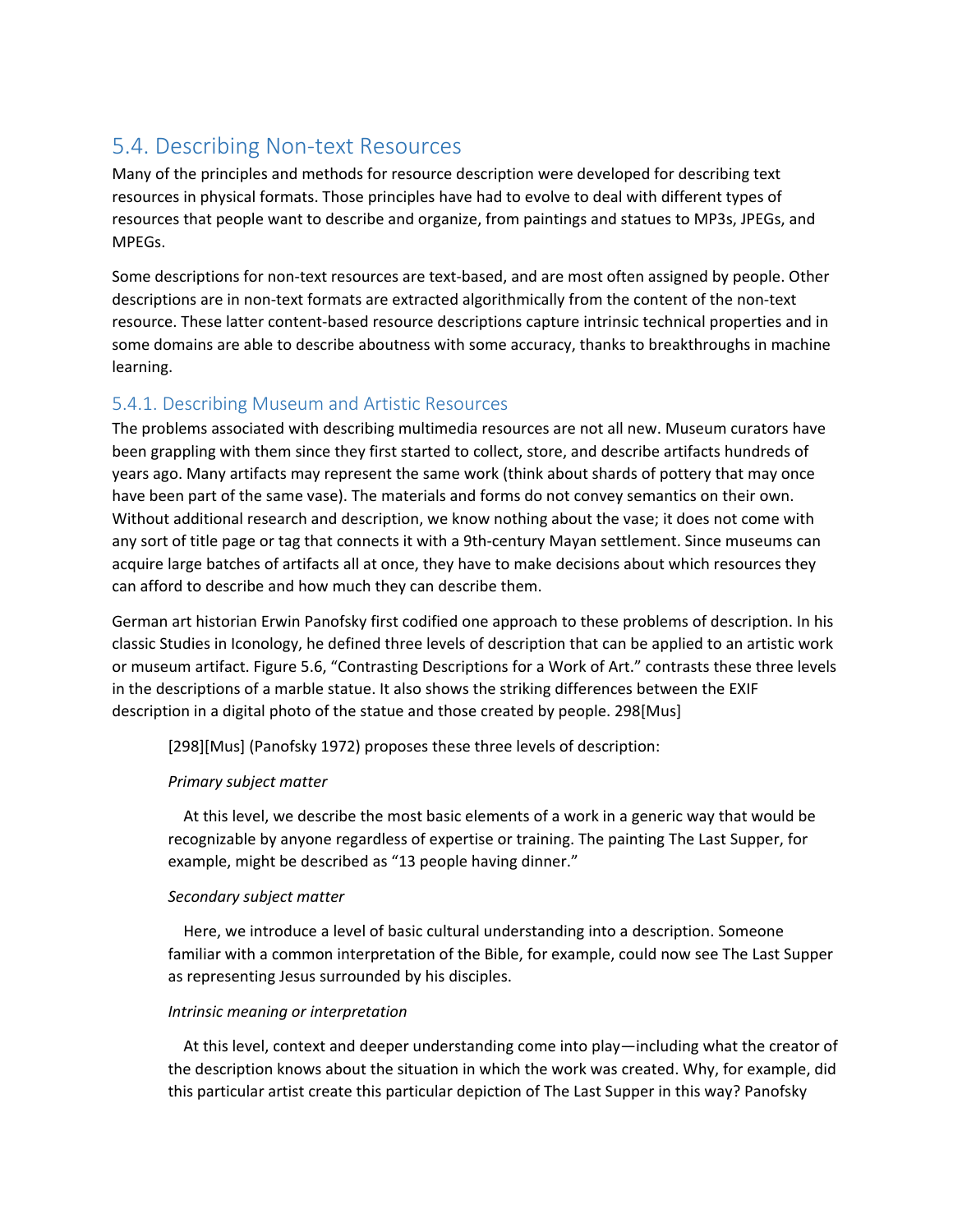## 5.4. Describing Non-text Resources

Many of the principles and methods for resource description were developed for describing text resources in physical formats. Those principles have had to evolve to deal with different types of resources that people want to describe and organize, from paintings and statues to MP3s, JPEGs, and MPEGs.

Some descriptions for non-text resources are text-based, and are most often assigned by people. Other descriptions are in non-text formats are extracted algorithmically from the content of the non-text resource. These latter content-based resource descriptions capture intrinsic technical properties and in some domains are able to describe aboutness with some accuracy, thanks to breakthroughs in machine learning.

### 5.4.1. Describing Museum and Artistic Resources

The problems associated with describing multimedia resources are not all new. Museum curators have been grappling with them since they first started to collect, store, and describe artifacts hundreds of years ago. Many artifacts may represent the same work (think about shards of pottery that may once have been part of the same vase). The materials and forms do not convey semantics on their own. Without additional research and description, we know nothing about the vase; it does not come with any sort of title page or tag that connects it with a 9th-century Mayan settlement. Since museums can acquire large batches of artifacts all at once, they have to make decisions about which resources they can afford to describe and how much they can describe them.

German art historian Erwin Panofsky first codified one approach to these problems of description. In his classic Studies in Iconology, he defined three levels of description that can be applied to an artistic work or museum artifact. Figure 5.6, "Contrasting Descriptions for a Work of Art." contrasts these three levels in the descriptions of a marble statue. It also shows the striking differences between the EXIF description in a digital photo of the statue and those created by people. 298[Mus]

> [298][Mus] (Panofsky 1972) proposes these three levels of description:
>
> *Primary subject matter*
>
> At this level, we describe the most basic elements of a work in a generic way that would be recognizable by anyone regardless of expertise or training. The painting The Last Supper, for example, might be described as "13 people having dinner."
>
> *Secondary subject matter*
>
> Here, we introduce a level of basic cultural understanding into a description. Someone familiar with a common interpretation of the Bible, for example, could now see The Last Supper as representing Jesus surrounded by his disciples.
>
> *Intrinsic meaning or interpretation*
>
> At this level, context and deeper understanding come into play—including what the creator of the description knows about the situation in which the work was created. Why, for example, did this particular artist create this particular depiction of The Last Supper in this way? Panofsky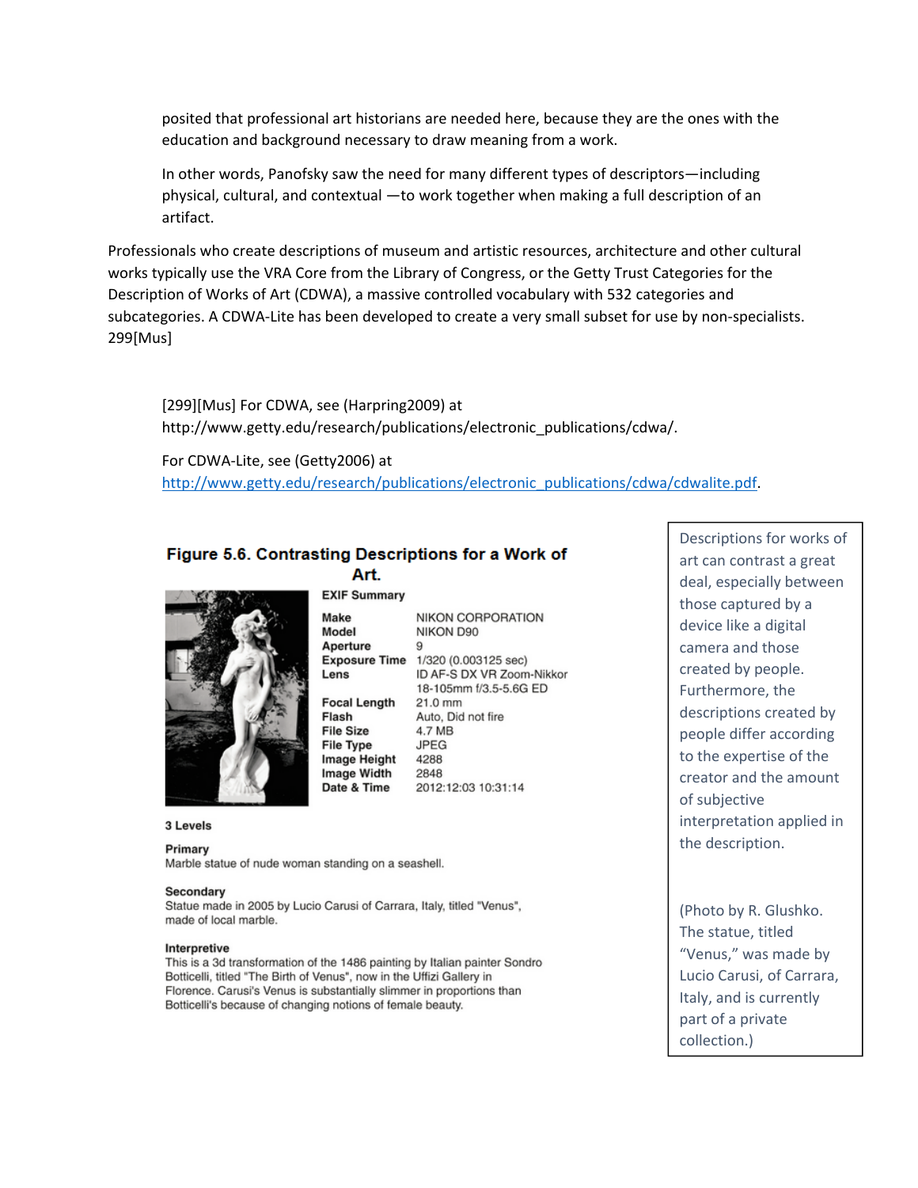posited that professional art historians are needed here, because they are the ones with the education and background necessary to draw meaning from a work.

In other words, Panofsky saw the need for many different types of descriptors—including physical, cultural, and contextual —to work together when making a full description of an artifact.

Professionals who create descriptions of museum and artistic resources, architecture and other cultural works typically use the VRA Core from the Library of Congress, or the Getty Trust Categories for the Description of Works of Art (CDWA), a massive controlled vocabulary with 532 categories and subcategories. A CDWA-Lite has been developed to create a very small subset for use by non-specialists. 299[Mus]

[299][Mus] For CDWA, see (Harpring2009) at http://www.getty.edu/research/publications/electronic_publications/cdwa/.

For CDWA-Lite, see (Getty2006) at http://www.getty.edu/research/publications/electronic_publications/cdwa/cdwalite.pdf.

**Figure 5.6. Contrasting Descriptions for a Work of Art.**

**EXIF Summary**

| | |
|---|---|
| **Make** | NIKON CORPORATION |
| **Model** | NIKON D90 |
| **Aperture** | 9 |
| **Exposure Time** | 1/320 (0.003125 sec) |
| **Lens** | ID AF-S DX VR Zoom-Nikkor 18-105mm f/3.5-5.6G ED |
| **Focal Length** | 21.0 mm |
| **Flash** | Auto, Did not fire |
| **File Size** | 4.7 MB |
| **File Type** | JPEG |
| **Image Height** | 4288 |
| **Image Width** | 2848 |
| **Date & Time** | 2012:12:03 10:31:14 |

**3 Levels**

**Primary**
Marble statue of nude woman standing on a seashell.

**Secondary**
Statue made in 2005 by Lucio Carusi of Carrara, Italy, titled "Venus", made of local marble.

**Interpretive**
This is a 3d transformation of the 1486 painting by Italian painter Sondro Botticelli, titled "The Birth of Venus", now in the Uffizi Gallery in Florence. Carusi's Venus is substantially slimmer in proportions than Botticelli's because of changing notions of female beauty.

Descriptions for works of art can contrast a great deal, especially between those captured by a device like a digital camera and those created by people. Furthermore, the descriptions created by people differ according to the expertise of the creator and the amount of subjective interpretation applied in the description.

(Photo by R. Glushko. The statue, titled "Venus," was made by Lucio Carusi, of Carrara, Italy, and is currently part of a private collection.)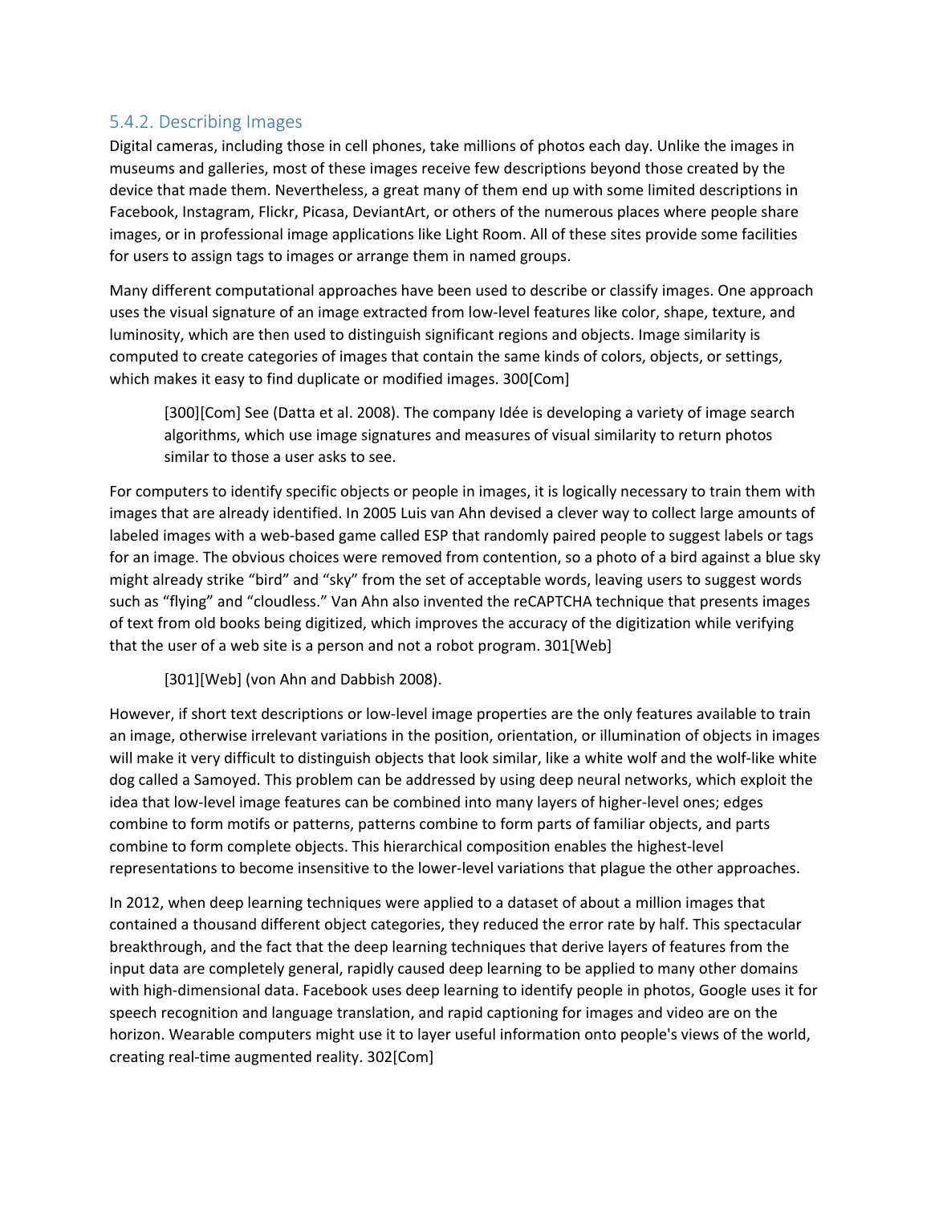### 5.4.2. Describing Images

Digital cameras, including those in cell phones, take millions of photos each day. Unlike the images in museums and galleries, most of these images receive few descriptions beyond those created by the device that made them. Nevertheless, a great many of them end up with some limited descriptions in Facebook, Instagram, Flickr, Picasa, DeviantArt, or others of the numerous places where people share images, or in professional image applications like Light Room. All of these sites provide some facilities for users to assign tags to images or arrange them in named groups.

Many different computational approaches have been used to describe or classify images. One approach uses the visual signature of an image extracted from low-level features like color, shape, texture, and luminosity, which are then used to distinguish significant regions and objects. Image similarity is computed to create categories of images that contain the same kinds of colors, objects, or settings, which makes it easy to find duplicate or modified images. 300[Com]

> [300][Com] See (Datta et al. 2008). The company Idée is developing a variety of image search algorithms, which use image signatures and measures of visual similarity to return photos similar to those a user asks to see.

For computers to identify specific objects or people in images, it is logically necessary to train them with images that are already identified. In 2005 Luis van Ahn devised a clever way to collect large amounts of labeled images with a web-based game called ESP that randomly paired people to suggest labels or tags for an image. The obvious choices were removed from contention, so a photo of a bird against a blue sky might already strike "bird" and "sky" from the set of acceptable words, leaving users to suggest words such as "flying" and "cloudless." Van Ahn also invented the reCAPTCHA technique that presents images of text from old books being digitized, which improves the accuracy of the digitization while verifying that the user of a web site is a person and not a robot program. 301[Web]

> [301][Web] (von Ahn and Dabbish 2008).

However, if short text descriptions or low-level image properties are the only features available to train an image, otherwise irrelevant variations in the position, orientation, or illumination of objects in images will make it very difficult to distinguish objects that look similar, like a white wolf and the wolf-like white dog called a Samoyed. This problem can be addressed by using deep neural networks, which exploit the idea that low-level image features can be combined into many layers of higher-level ones; edges combine to form motifs or patterns, patterns combine to form parts of familiar objects, and parts combine to form complete objects. This hierarchical composition enables the highest-level representations to become insensitive to the lower-level variations that plague the other approaches.

In 2012, when deep learning techniques were applied to a dataset of about a million images that contained a thousand different object categories, they reduced the error rate by half. This spectacular breakthrough, and the fact that the deep learning techniques that derive layers of features from the input data are completely general, rapidly caused deep learning to be applied to many other domains with high-dimensional data. Facebook uses deep learning to identify people in photos, Google uses it for speech recognition and language translation, and rapid captioning for images and video are on the horizon. Wearable computers might use it to layer useful information onto people's views of the world, creating real-time augmented reality. 302[Com]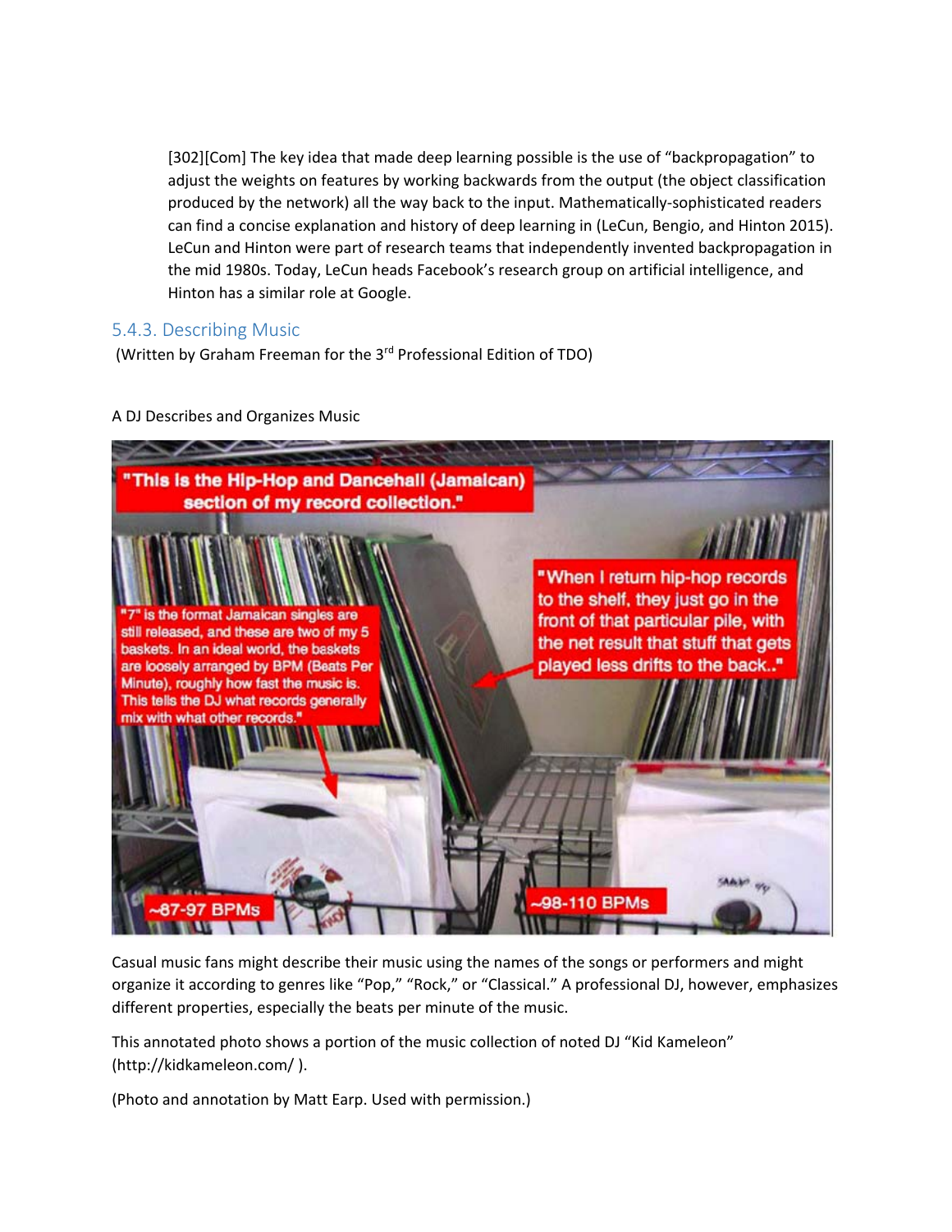[302][Com] The key idea that made deep learning possible is the use of "backpropagation" to adjust the weights on features by working backwards from the output (the object classification produced by the network) all the way back to the input. Mathematically-sophisticated readers can find a concise explanation and history of deep learning in (LeCun, Bengio, and Hinton 2015). LeCun and Hinton were part of research teams that independently invented backpropagation in the mid 1980s. Today, LeCun heads Facebook's research group on artificial intelligence, and Hinton has a similar role at Google.

### 5.4.3. Describing Music

(Written by Graham Freeman for the 3rd Professional Edition of TDO)

A DJ Describes and Organizes Music

"This is the Hip-Hop and Dancehall (Jamaican) section of my record collection."

"7" is the format Jamaican singles are still released, and these are two of my 5 baskets. In an ideal world, the baskets are loosely arranged by BPM (Beats Per Minute), roughly how fast the music is. This tells the DJ what records generally mix with what other records."

"When I return hip-hop records to the shelf, they just go in the front of that particular pile, with the net result that stuff that gets played less drifts to the back.."

~87-97 BPMs

~98-110 BPMs

Casual music fans might describe their music using the names of the songs or performers and might organize it according to genres like "Pop," "Rock," or "Classical." A professional DJ, however, emphasizes different properties, especially the beats per minute of the music.

This annotated photo shows a portion of the music collection of noted DJ "Kid Kameleon" (http://kidkameleon.com/ ).

(Photo and annotation by Matt Earp. Used with permission.)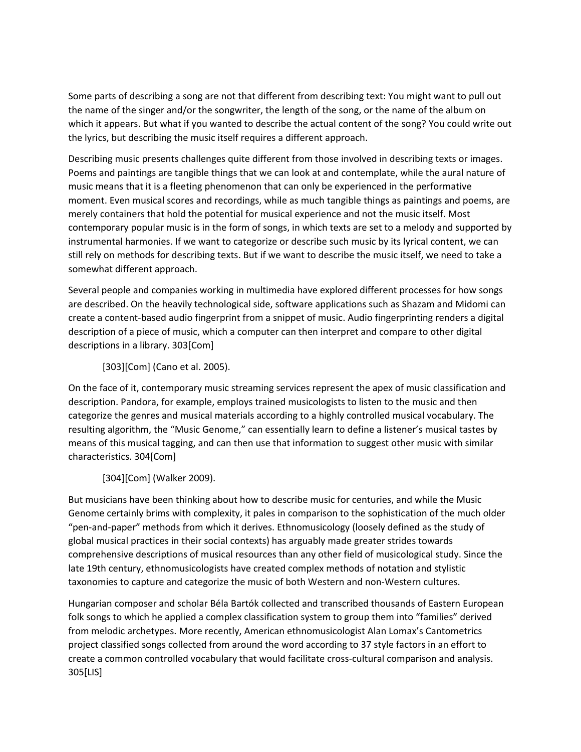Some parts of describing a song are not that different from describing text: You might want to pull out the name of the singer and/or the songwriter, the length of the song, or the name of the album on which it appears. But what if you wanted to describe the actual content of the song? You could write out the lyrics, but describing the music itself requires a different approach.

Describing music presents challenges quite different from those involved in describing texts or images. Poems and paintings are tangible things that we can look at and contemplate, while the aural nature of music means that it is a fleeting phenomenon that can only be experienced in the performative moment. Even musical scores and recordings, while as much tangible things as paintings and poems, are merely containers that hold the potential for musical experience and not the music itself. Most contemporary popular music is in the form of songs, in which texts are set to a melody and supported by instrumental harmonies. If we want to categorize or describe such music by its lyrical content, we can still rely on methods for describing texts. But if we want to describe the music itself, we need to take a somewhat different approach.

Several people and companies working in multimedia have explored different processes for how songs are described. On the heavily technological side, software applications such as Shazam and Midomi can create a content-based audio fingerprint from a snippet of music. Audio fingerprinting renders a digital description of a piece of music, which a computer can then interpret and compare to other digital descriptions in a library. 303[Com]

[303][Com] (Cano et al. 2005).

On the face of it, contemporary music streaming services represent the apex of music classification and description. Pandora, for example, employs trained musicologists to listen to the music and then categorize the genres and musical materials according to a highly controlled musical vocabulary. The resulting algorithm, the "Music Genome," can essentially learn to define a listener's musical tastes by means of this musical tagging, and can then use that information to suggest other music with similar characteristics. 304[Com]

[304][Com] (Walker 2009).

But musicians have been thinking about how to describe music for centuries, and while the Music Genome certainly brims with complexity, it pales in comparison to the sophistication of the much older "pen-and-paper" methods from which it derives. Ethnomusicology (loosely defined as the study of global musical practices in their social contexts) has arguably made greater strides towards comprehensive descriptions of musical resources than any other field of musicological study. Since the late 19th century, ethnomusicologists have created complex methods of notation and stylistic taxonomies to capture and categorize the music of both Western and non-Western cultures.

Hungarian composer and scholar Béla Bartók collected and transcribed thousands of Eastern European folk songs to which he applied a complex classification system to group them into "families" derived from melodic archetypes. More recently, American ethnomusicologist Alan Lomax's Cantometrics project classified songs collected from around the word according to 37 style factors in an effort to create a common controlled vocabulary that would facilitate cross-cultural comparison and analysis. 305[LIS]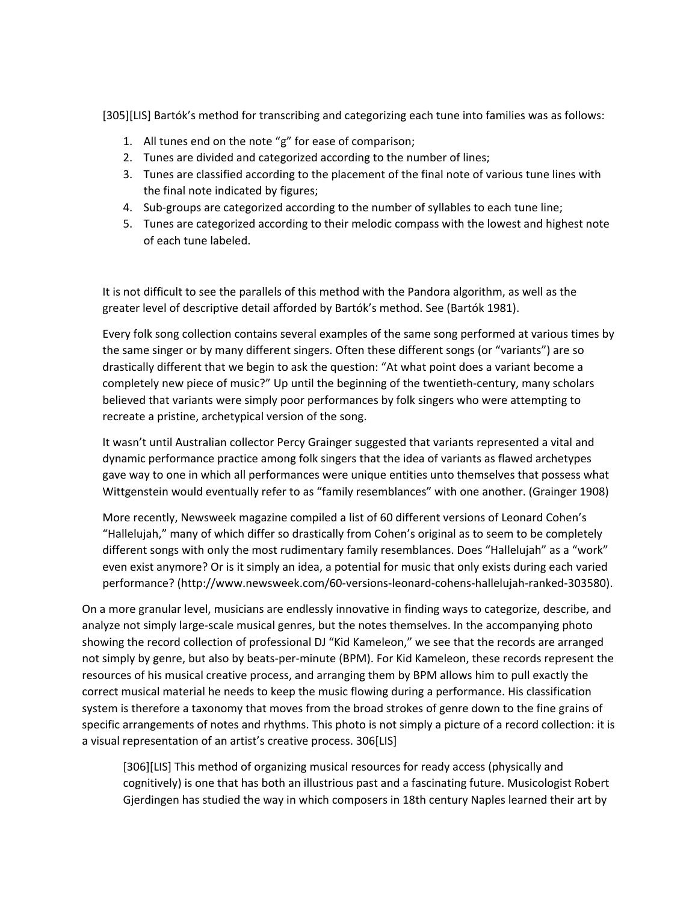[305][LIS] Bartók's method for transcribing and categorizing each tune into families was as follows:

1. All tunes end on the note "g" for ease of comparison;
2. Tunes are divided and categorized according to the number of lines;
3. Tunes are classified according to the placement of the final note of various tune lines with the final note indicated by figures;
4. Sub-groups are categorized according to the number of syllables to each tune line;
5. Tunes are categorized according to their melodic compass with the lowest and highest note of each tune labeled.

It is not difficult to see the parallels of this method with the Pandora algorithm, as well as the greater level of descriptive detail afforded by Bartók's method. See (Bartók 1981).

Every folk song collection contains several examples of the same song performed at various times by the same singer or by many different singers. Often these different songs (or "variants") are so drastically different that we begin to ask the question: "At what point does a variant become a completely new piece of music?" Up until the beginning of the twentieth-century, many scholars believed that variants were simply poor performances by folk singers who were attempting to recreate a pristine, archetypical version of the song.

It wasn't until Australian collector Percy Grainger suggested that variants represented a vital and dynamic performance practice among folk singers that the idea of variants as flawed archetypes gave way to one in which all performances were unique entities unto themselves that possess what Wittgenstein would eventually refer to as "family resemblances" with one another. (Grainger 1908)

More recently, Newsweek magazine compiled a list of 60 different versions of Leonard Cohen's "Hallelujah," many of which differ so drastically from Cohen's original as to seem to be completely different songs with only the most rudimentary family resemblances. Does "Hallelujah" as a "work" even exist anymore? Or is it simply an idea, a potential for music that only exists during each varied performance? (http://www.newsweek.com/60-versions-leonard-cohens-hallelujah-ranked-303580).

On a more granular level, musicians are endlessly innovative in finding ways to categorize, describe, and analyze not simply large-scale musical genres, but the notes themselves. In the accompanying photo showing the record collection of professional DJ "Kid Kameleon," we see that the records are arranged not simply by genre, but also by beats-per-minute (BPM). For Kid Kameleon, these records represent the resources of his musical creative process, and arranging them by BPM allows him to pull exactly the correct musical material he needs to keep the music flowing during a performance. His classification system is therefore a taxonomy that moves from the broad strokes of genre down to the fine grains of specific arrangements of notes and rhythms. This photo is not simply a picture of a record collection: it is a visual representation of an artist's creative process. 306[LIS]

[306][LIS] This method of organizing musical resources for ready access (physically and cognitively) is one that has both an illustrious past and a fascinating future. Musicologist Robert Gjerdingen has studied the way in which composers in 18th century Naples learned their art by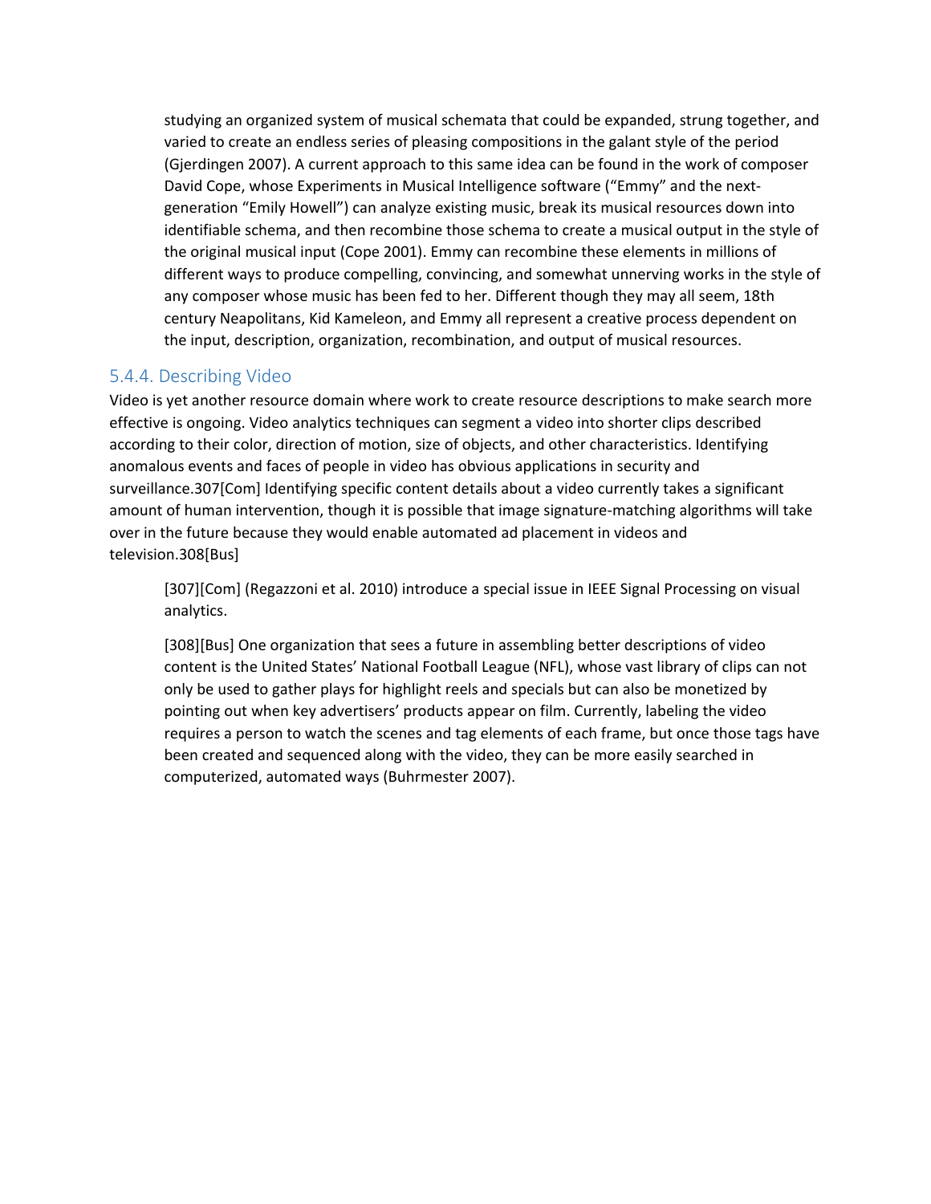studying an organized system of musical schemata that could be expanded, strung together, and varied to create an endless series of pleasing compositions in the galant style of the period (Gjerdingen 2007). A current approach to this same idea can be found in the work of composer David Cope, whose Experiments in Musical Intelligence software ("Emmy" and the next-generation "Emily Howell") can analyze existing music, break its musical resources down into identifiable schema, and then recombine those schema to create a musical output in the style of the original musical input (Cope 2001). Emmy can recombine these elements in millions of different ways to produce compelling, convincing, and somewhat unnerving works in the style of any composer whose music has been fed to her. Different though they may all seem, 18th century Neapolitans, Kid Kameleon, and Emmy all represent a creative process dependent on the input, description, organization, recombination, and output of musical resources.

### 5.4.4. Describing Video

Video is yet another resource domain where work to create resource descriptions to make search more effective is ongoing. Video analytics techniques can segment a video into shorter clips described according to their color, direction of motion, size of objects, and other characteristics. Identifying anomalous events and faces of people in video has obvious applications in security and surveillance.307[Com] Identifying specific content details about a video currently takes a significant amount of human intervention, though it is possible that image signature-matching algorithms will take over in the future because they would enable automated ad placement in videos and television.308[Bus]

[307][Com] (Regazzoni et al. 2010) introduce a special issue in IEEE Signal Processing on visual analytics.

[308][Bus] One organization that sees a future in assembling better descriptions of video content is the United States' National Football League (NFL), whose vast library of clips can not only be used to gather plays for highlight reels and specials but can also be monetized by pointing out when key advertisers' products appear on film. Currently, labeling the video requires a person to watch the scenes and tag elements of each frame, but once those tags have been created and sequenced along with the video, they can be more easily searched in computerized, automated ways (Buhrmester 2007).